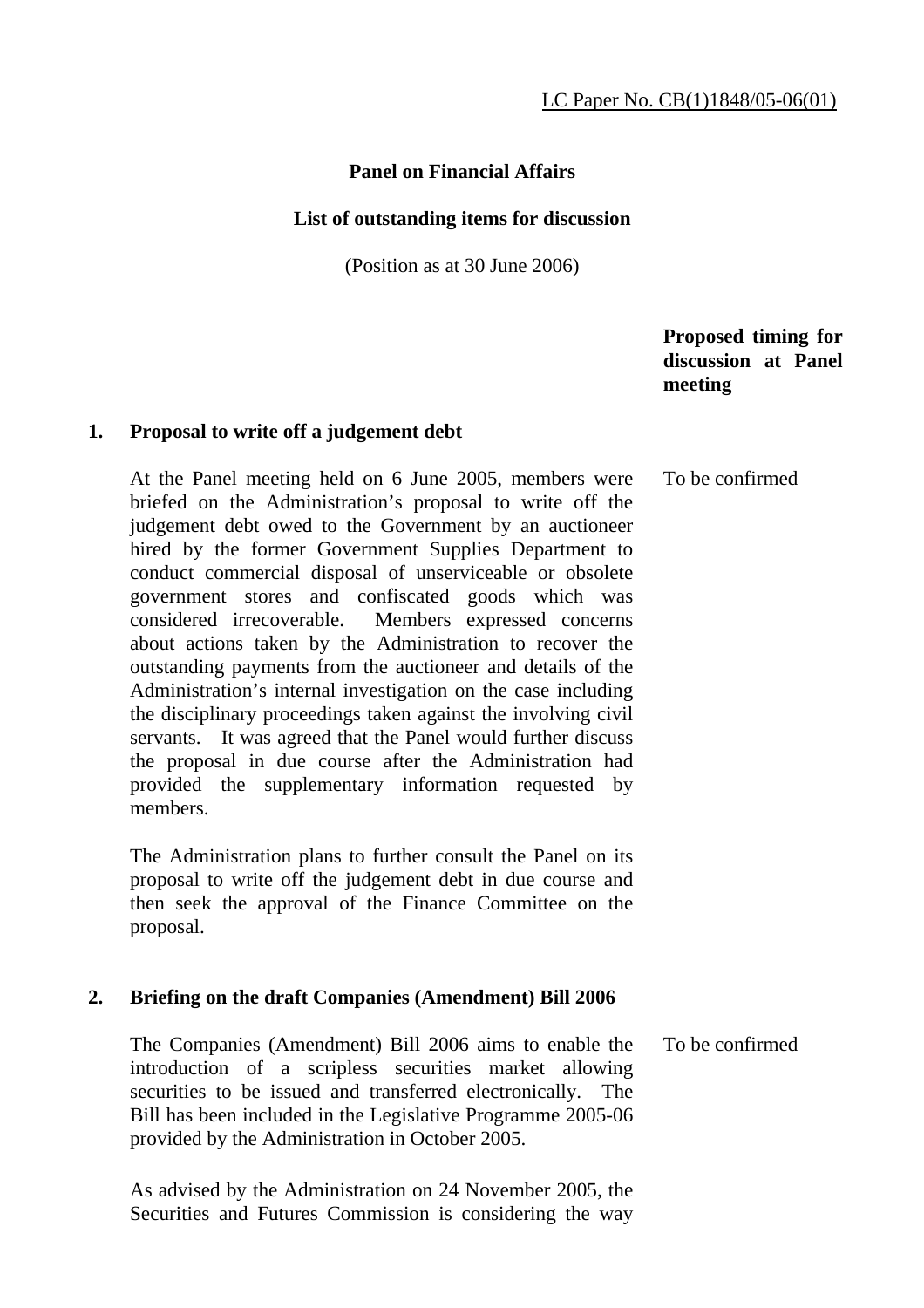LC Paper No. CB(1)1848/05-06(01)

**Panel on Financial Affairs**

**List of outstanding items for discussion**

(Position as at 30 June 2006)

| | | **Proposed timing for discussion at Panel meeting** |
|---|---|---|
| **1.** | **Proposal to write off a judgement debt** | |
| | At the Panel meeting held on 6 June 2005, members were briefed on the Administration's proposal to write off the judgement debt owed to the Government by an auctioneer hired by the former Government Supplies Department to conduct commercial disposal of unserviceable or obsolete government stores and confiscated goods which was considered irrecoverable. Members expressed concerns about actions taken by the Administration to recover the outstanding payments from the auctioneer and details of the Administration's internal investigation on the case including the disciplinary proceedings taken against the involving civil servants. It was agreed that the Panel would further discuss the proposal in due course after the Administration had provided the supplementary information requested by members. | To be confirmed |
| | The Administration plans to further consult the Panel on its proposal to write off the judgement debt in due course and then seek the approval of the Finance Committee on the proposal. | |
| **2.** | **Briefing on the draft Companies (Amendment) Bill 2006** | |
| | The Companies (Amendment) Bill 2006 aims to enable the introduction of a scripless securities market allowing securities to be issued and transferred electronically. The Bill has been included in the Legislative Programme 2005-06 provided by the Administration in October 2005. | To be confirmed |
| | As advised by the Administration on 24 November 2005, the Securities and Futures Commission is considering the way | |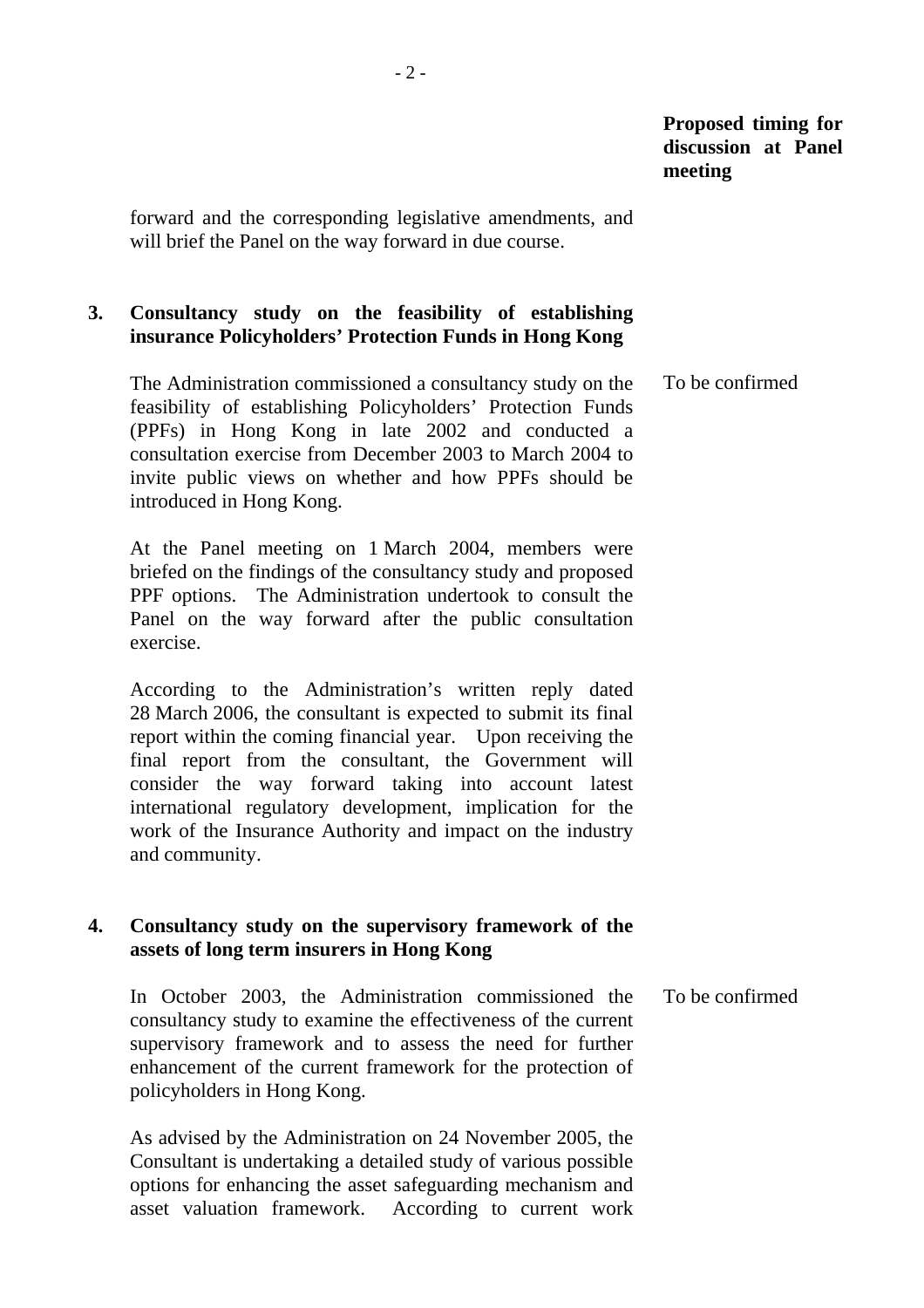**Proposed timing for discussion at Panel meeting**

forward and the corresponding legislative amendments, and will brief the Panel on the way forward in due course.

**3. Consultancy study on the feasibility of establishing insurance Policyholders' Protection Funds in Hong Kong**

The Administration commissioned a consultancy study on the feasibility of establishing Policyholders' Protection Funds (PPFs) in Hong Kong in late 2002 and conducted a consultation exercise from December 2003 to March 2004 to invite public views on whether and how PPFs should be introduced in Hong Kong. — To be confirmed

At the Panel meeting on 1 March 2004, members were briefed on the findings of the consultancy study and proposed PPF options. The Administration undertook to consult the Panel on the way forward after the public consultation exercise.

According to the Administration's written reply dated 28 March 2006, the consultant is expected to submit its final report within the coming financial year. Upon receiving the final report from the consultant, the Government will consider the way forward taking into account latest international regulatory development, implication for the work of the Insurance Authority and impact on the industry and community.

**4. Consultancy study on the supervisory framework of the assets of long term insurers in Hong Kong**

In October 2003, the Administration commissioned the consultancy study to examine the effectiveness of the current supervisory framework and to assess the need for further enhancement of the current framework for the protection of policyholders in Hong Kong. — To be confirmed

As advised by the Administration on 24 November 2005, the Consultant is undertaking a detailed study of various possible options for enhancing the asset safeguarding mechanism and asset valuation framework. According to current work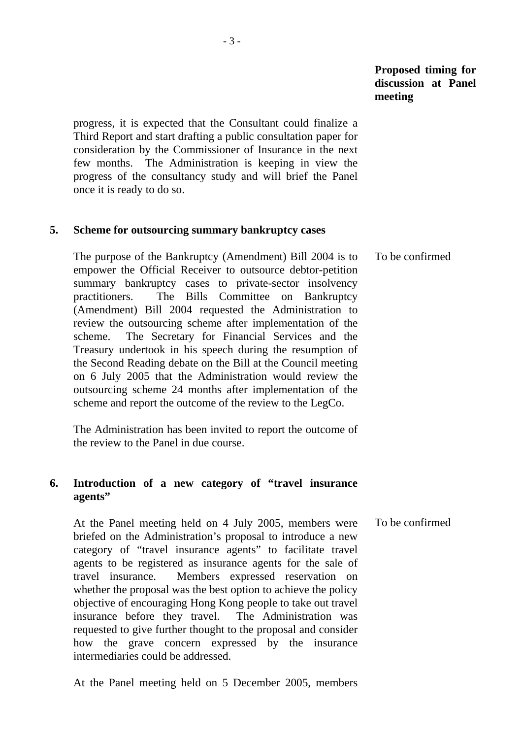**Proposed timing for discussion at Panel meeting**

progress, it is expected that the Consultant could finalize a Third Report and start drafting a public consultation paper for consideration by the Commissioner of Insurance in the next few months. The Administration is keeping in view the progress of the consultancy study and will brief the Panel once it is ready to do so.

**5. Scheme for outsourcing summary bankruptcy cases**

The purpose of the Bankruptcy (Amendment) Bill 2004 is to empower the Official Receiver to outsource debtor-petition summary bankruptcy cases to private-sector insolvency practitioners. The Bills Committee on Bankruptcy (Amendment) Bill 2004 requested the Administration to review the outsourcing scheme after implementation of the scheme. The Secretary for Financial Services and the Treasury undertook in his speech during the resumption of the Second Reading debate on the Bill at the Council meeting on 6 July 2005 that the Administration would review the outsourcing scheme 24 months after implementation of the scheme and report the outcome of the review to the LegCo.

*Proposed timing:* To be confirmed

The Administration has been invited to report the outcome of the review to the Panel in due course.

**6. Introduction of a new category of "travel insurance agents"**

At the Panel meeting held on 4 July 2005, members were briefed on the Administration's proposal to introduce a new category of "travel insurance agents" to facilitate travel agents to be registered as insurance agents for the sale of travel insurance. Members expressed reservation on whether the proposal was the best option to achieve the policy objective of encouraging Hong Kong people to take out travel insurance before they travel. The Administration was requested to give further thought to the proposal and consider how the grave concern expressed by the insurance intermediaries could be addressed.

*Proposed timing:* To be confirmed

At the Panel meeting held on 5 December 2005, members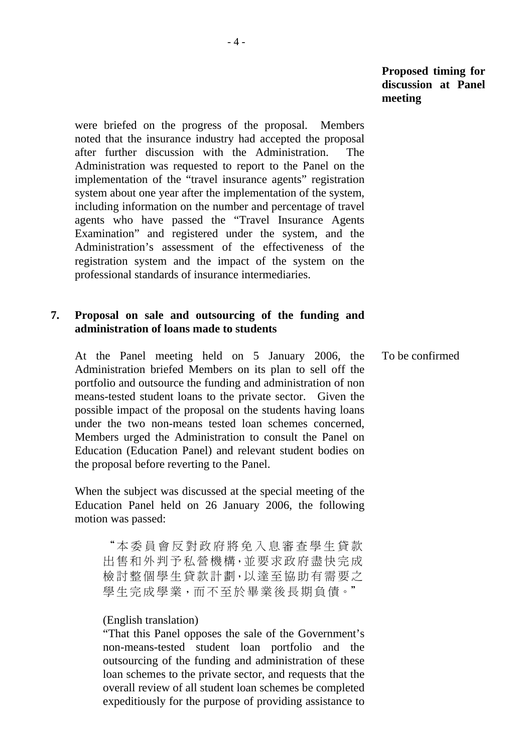**Proposed timing for discussion at Panel meeting**

were briefed on the progress of the proposal. Members noted that the insurance industry had accepted the proposal after further discussion with the Administration. The Administration was requested to report to the Panel on the implementation of the "travel insurance agents" registration system about one year after the implementation of the system, including information on the number and percentage of travel agents who have passed the "Travel Insurance Agents Examination" and registered under the system, and the Administration's assessment of the effectiveness of the registration system and the impact of the system on the professional standards of insurance intermediaries.

**7. Proposal on sale and outsourcing of the funding and administration of loans made to students**

At the Panel meeting held on 5 January 2006, the Administration briefed Members on its plan to sell off the portfolio and outsource the funding and administration of non means-tested student loans to the private sector. Given the possible impact of the proposal on the students having loans under the two non-means tested loan schemes concerned, Members urged the Administration to consult the Panel on Education (Education Panel) and relevant student bodies on the proposal before reverting to the Panel.

To be confirmed

When the subject was discussed at the special meeting of the Education Panel held on 26 January 2006, the following motion was passed:

> "本委員會反對政府將免入息審查學生貸款出售和外判予私營機構，並要求政府盡快完成檢討整個學生貸款計劃，以達至協助有需要之學生完成學業，而不至於畢業後長期負債。"
>
> (English translation)
>
> "That this Panel opposes the sale of the Government's non-means-tested student loan portfolio and the outsourcing of the funding and administration of these loan schemes to the private sector, and requests that the overall review of all student loan schemes be completed expeditiously for the purpose of providing assistance to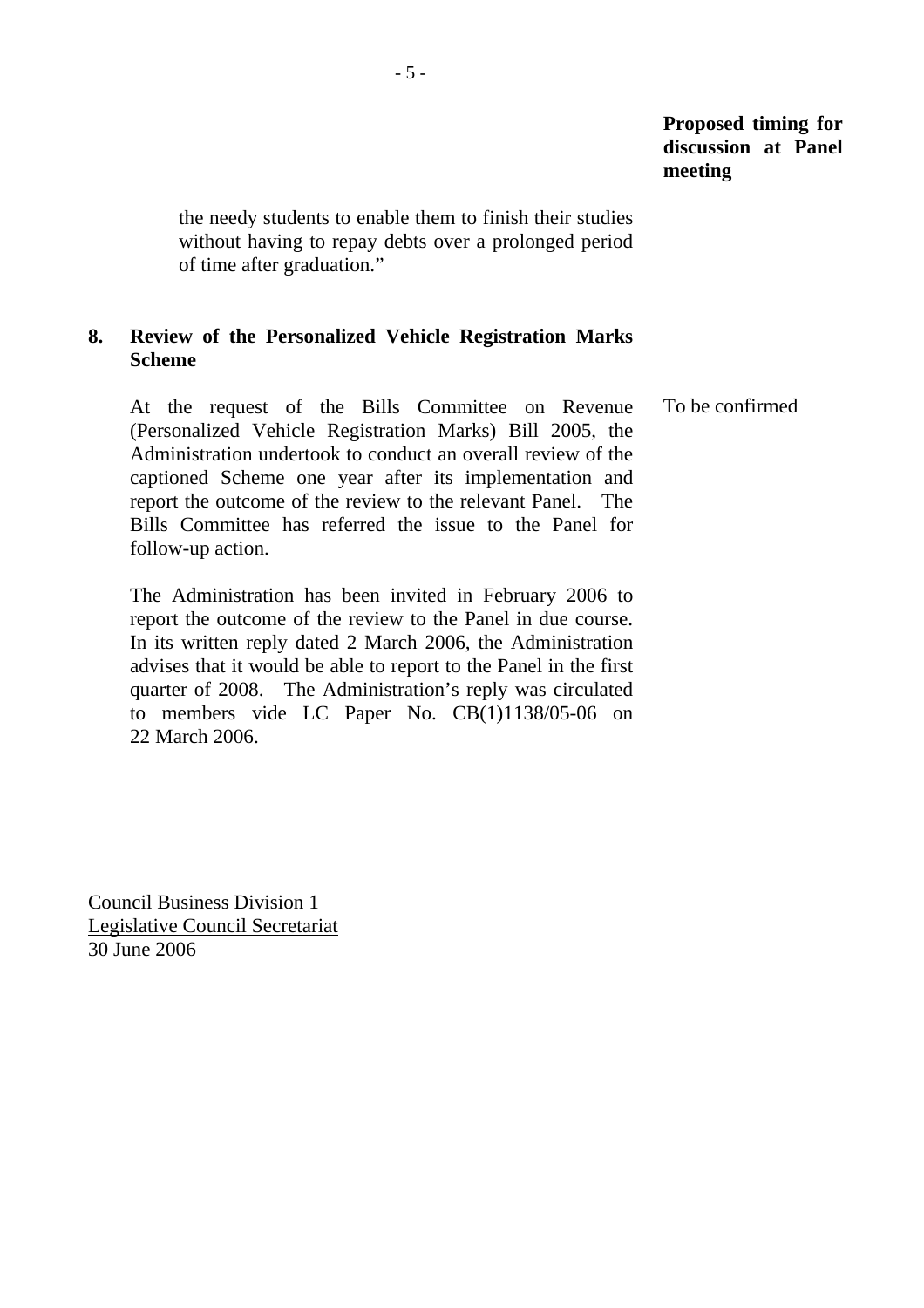**Proposed timing for discussion at Panel meeting**

the needy students to enable them to finish their studies without having to repay debts over a prolonged period of time after graduation."

**8. Review of the Personalized Vehicle Registration Marks Scheme**

| | |
|---|---|
| At the request of the Bills Committee on Revenue (Personalized Vehicle Registration Marks) Bill 2005, the Administration undertook to conduct an overall review of the captioned Scheme one year after its implementation and report the outcome of the review to the relevant Panel. The Bills Committee has referred the issue to the Panel for follow-up action. | To be confirmed |

The Administration has been invited in February 2006 to report the outcome of the review to the Panel in due course. In its written reply dated 2 March 2006, the Administration advises that it would be able to report to the Panel in the first quarter of 2008. The Administration's reply was circulated to members vide LC Paper No. CB(1)1138/05-06 on 22 March 2006.

Council Business Division 1
Legislative Council Secretariat
30 June 2006